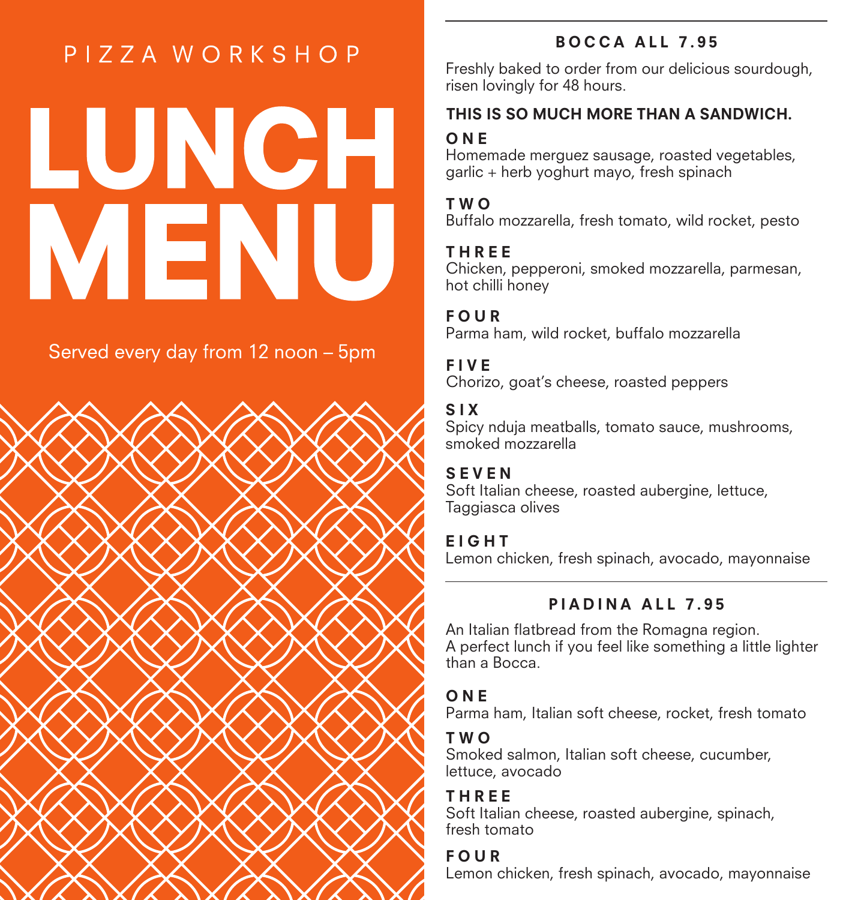PIZZA WORKSHOP

# LUNCH MENU

Served every day from 12 noon – 5pm

## BOCCA ALL 7.95

Freshly baked to order from our delicious sourdough, risen lovingly for 48 hours.

**THIS IS SO MUCH MORE THAN A SANDWICH.**

**ONE**
Homemade merguez sausage, roasted vegetables, garlic + herb yoghurt mayo, fresh spinach

**TWO**
Buffalo mozzarella, fresh tomato, wild rocket, pesto

**THREE**
Chicken, pepperoni, smoked mozzarella, parmesan, hot chilli honey

**FOUR**
Parma ham, wild rocket, buffalo mozzarella

**FIVE**
Chorizo, goat's cheese, roasted peppers

**SIX**
Spicy nduja meatballs, tomato sauce, mushrooms, smoked mozzarella

**SEVEN**
Soft Italian cheese, roasted aubergine, lettuce, Taggiasca olives

**EIGHT**
Lemon chicken, fresh spinach, avocado, mayonnaise

## PIADINA ALL 7.95

An Italian flatbread from the Romagna region.
A perfect lunch if you feel like something a little lighter than a Bocca.

**ONE**
Parma ham, Italian soft cheese, rocket, fresh tomato

**TWO**
Smoked salmon, Italian soft cheese, cucumber, lettuce, avocado

**THREE**
Soft Italian cheese, roasted aubergine, spinach, fresh tomato

**FOUR**
Lemon chicken, fresh spinach, avocado, mayonnaise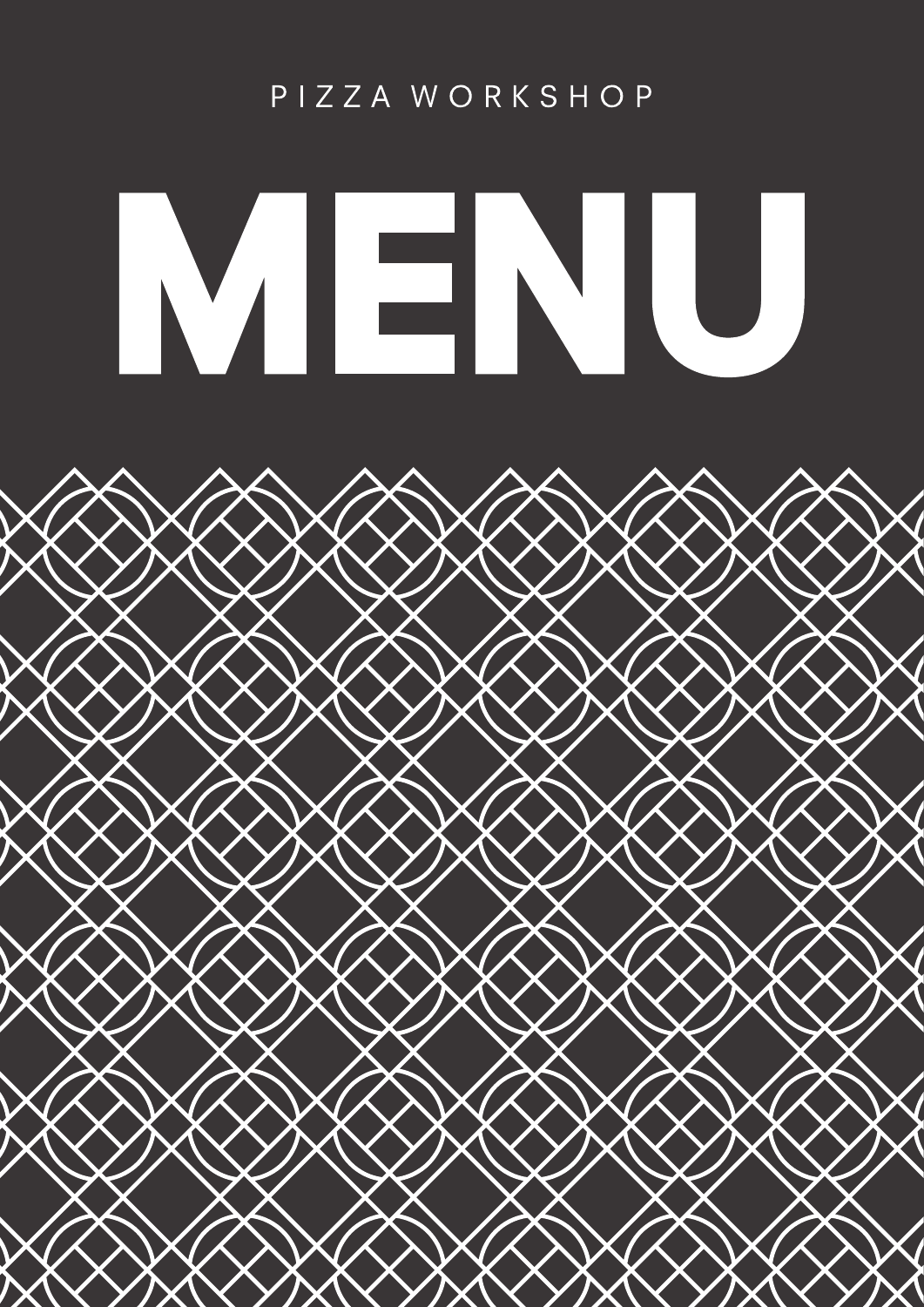PIZZA WORKSHOP

# MENU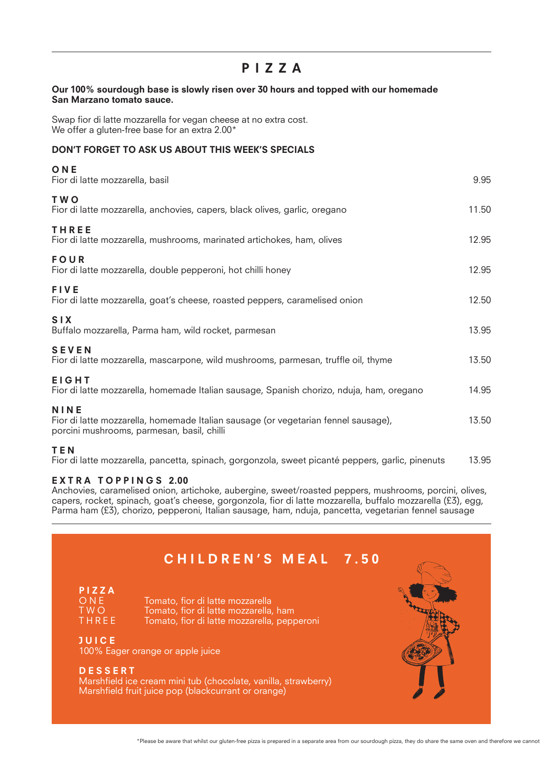# PIZZA

**Our 100% sourdough base is slowly risen over 30 hours and topped with our homemade San Marzano tomato sauce.**

Swap fior di latte mozzarella for vegan cheese at no extra cost.
We offer a gluten-free base for an extra 2.00*

**DON'T FORGET TO ASK US ABOUT THIS WEEK'S SPECIALS**

**ONE**
Fior di latte mozzarella, basil — 9.95

**TWO**
Fior di latte mozzarella, anchovies, capers, black olives, garlic, oregano — 11.50

**THREE**
Fior di latte mozzarella, mushrooms, marinated artichokes, ham, olives — 12.95

**FOUR**
Fior di latte mozzarella, double pepperoni, hot chilli honey — 12.95

**FIVE**
Fior di latte mozzarella, goat's cheese, roasted peppers, caramelised onion — 12.50

**SIX**
Buffalo mozzarella, Parma ham, wild rocket, parmesan — 13.95

**SEVEN**
Fior di latte mozzarella, mascarpone, wild mushrooms, parmesan, truffle oil, thyme — 13.50

**EIGHT**
Fior di latte mozzarella, homemade Italian sausage, Spanish chorizo, nduja, ham, oregano — 14.95

**NINE**
Fior di latte mozzarella, homemade Italian sausage (or vegetarian fennel sausage), porcini mushrooms, parmesan, basil, chilli — 13.50

**TEN**
Fior di latte mozzarella, pancetta, spinach, gorgonzola, sweet picanté peppers, garlic, pinenuts — 13.95

**EXTRA TOPPINGS 2.00**
Anchovies, caramelised onion, artichoke, aubergine, sweet/roasted peppers, mushrooms, porcini, olives, capers, rocket, spinach, goat's cheese, gorgonzola, fior di latte mozzarella, buffalo mozzarella (£3), egg, Parma ham (£3), chorizo, pepperoni, Italian sausage, ham, nduja, pancetta, vegetarian fennel sausage

## CHILDREN'S MEAL 7.50

**PIZZA**

- ONE — Tomato, fior di latte mozzarella
- TWO — Tomato, fior di latte mozzarella, ham
- THREE — Tomato, fior di latte mozzarella, pepperoni

**JUICE**
100% Eager orange or apple juice

**DESSERT**
Marshfield ice cream mini tub (chocolate, vanilla, strawberry)
Marshfield fruit juice pop (blackcurrant or orange)

*Please be aware that whilst our gluten-free pizza is prepared in a separate area from our sourdough pizza, they do share the same oven and therefore we cannot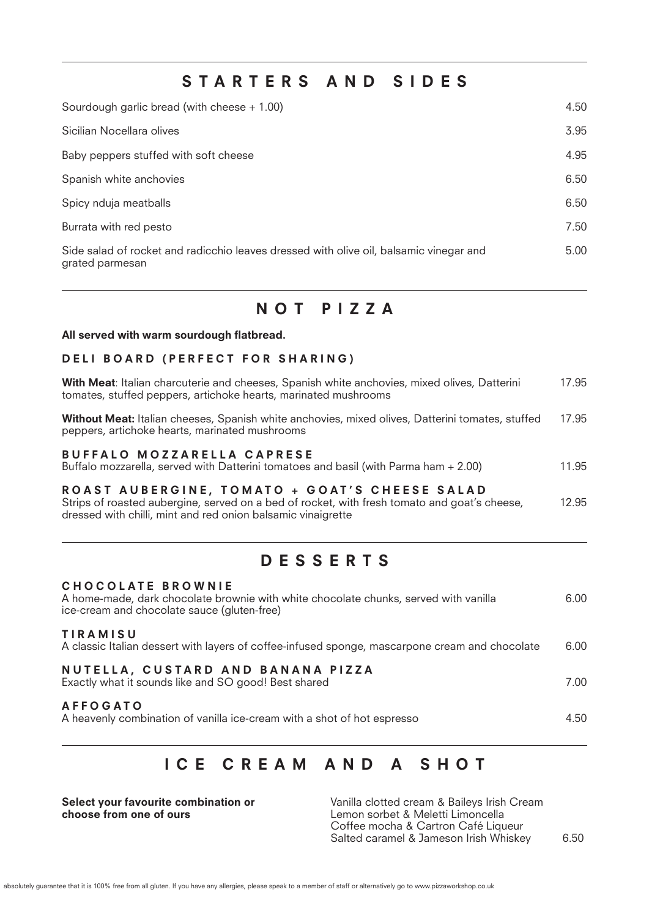## STARTERS AND SIDES

| Item | Price |
|---|---|
| Sourdough garlic bread (with cheese + 1.00) | 4.50 |
| Sicilian Nocellara olives | 3.95 |
| Baby peppers stuffed with soft cheese | 4.95 |
| Spanish white anchovies | 6.50 |
| Spicy nduja meatballs | 6.50 |
| Burrata with red pesto | 7.50 |
| Side salad of rocket and radicchio leaves dressed with olive oil, balsamic vinegar and grated parmesan | 5.00 |

## NOT PIZZA

**All served with warm sourdough flatbread.**

### DELI BOARD (PERFECT FOR SHARING)

**With Meat**: Italian charcuterie and cheeses, Spanish white anchovies, mixed olives, Datterini tomatoes, stuffed peppers, artichoke hearts, marinated mushrooms — 17.95

**Without Meat:** Italian cheeses, Spanish white anchovies, mixed olives, Datterini tomates, stuffed peppers, artichoke hearts, marinated mushrooms — 17.95

### BUFFALO MOZZARELLA CAPRESE

Buffalo mozzarella, served with Datterini tomatoes and basil (with Parma ham + 2.00) — 11.95

### ROAST AUBERGINE, TOMATO + GOAT'S CHEESE SALAD

Strips of roasted aubergine, served on a bed of rocket, with fresh tomato and goat's cheese, dressed with chilli, mint and red onion balsamic vinaigrette — 12.95

## DESSERTS

### CHOCOLATE BROWNIE

A home-made, dark chocolate brownie with white chocolate chunks, served with vanilla ice-cream and chocolate sauce (gluten-free) — 6.00

### TIRAMISU

A classic Italian dessert with layers of coffee-infused sponge, mascarpone cream and chocolate — 6.00

### NUTELLA, CUSTARD AND BANANA PIZZA

Exactly what it sounds like and SO good! Best shared — 7.00

### AFFOGATO

A heavenly combination of vanilla ice-cream with a shot of hot espresso — 4.50

## ICE CREAM AND A SHOT

**Select your favourite combination or choose from one of ours**

- Vanilla clotted cream & Baileys Irish Cream
- Lemon sorbet & Meletti Limoncella
- Coffee mocha & Cartron Café Liqueur
- Salted caramel & Jameson Irish Whiskey

6.50

absolutely guarantee that it is 100% free from all gluten. If you have any allergies, please speak to a member of staff or alternatively go to www.pizzaworkshop.co.uk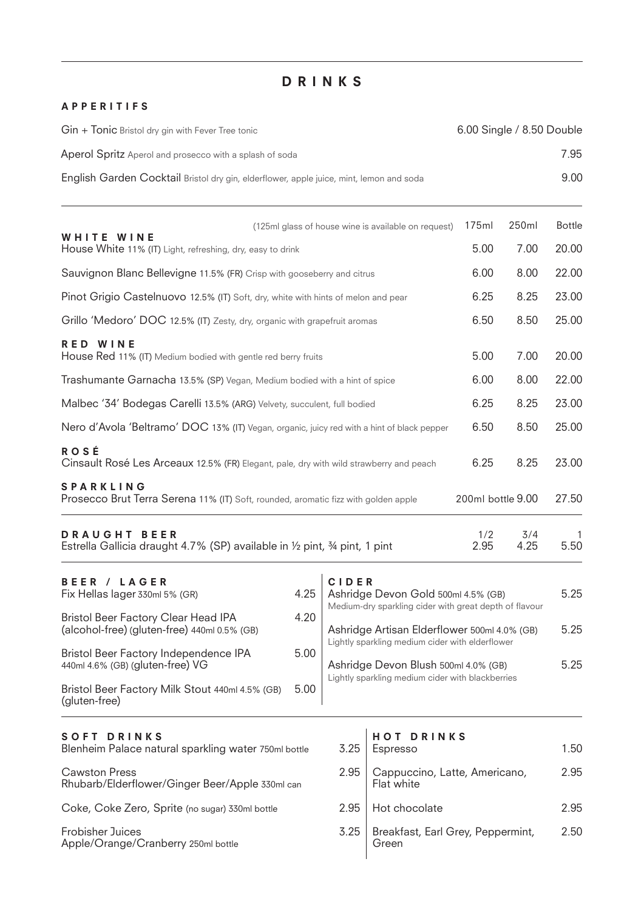# DRINKS

## APPERITIFS

| | |
|---|---|
| Gin + Tonic Bristol dry gin with Fever Tree tonic | 6.00 Single / 8.50 Double |
| Aperol Spritz Aperol and prosecco with a splash of soda | 7.95 |
| English Garden Cocktail Bristol dry gin, elderflower, apple juice, mint, lemon and soda | 9.00 |

(125ml glass of house wine is available on request)

| | 175ml | 250ml | Bottle |
|---|---|---|---|
| **WHITE WINE** | | | |
| House White 11% (IT) Light, refreshing, dry, easy to drink | 5.00 | 7.00 | 20.00 |
| Sauvignon Blanc Bellevigne 11.5% (FR) Crisp with gooseberry and citrus | 6.00 | 8.00 | 22.00 |
| Pinot Grigio Castelnuovo 12.5% (IT) Soft, dry, white with hints of melon and pear | 6.25 | 8.25 | 23.00 |
| Grillo 'Medoro' DOC 12.5% (IT) Zesty, dry, organic with grapefruit aromas | 6.50 | 8.50 | 25.00 |
| **RED WINE** | | | |
| House Red 11% (IT) Medium bodied with gentle red berry fruits | 5.00 | 7.00 | 20.00 |
| Trashumante Garnacha 13.5% (SP) Vegan, Medium bodied with a hint of spice | 6.00 | 8.00 | 22.00 |
| Malbec '34' Bodegas Carelli 13.5% (ARG) Velvety, succulent, full bodied | 6.25 | 8.25 | 23.00 |
| Nero d'Avola 'Beltramo' DOC 13% (IT) Vegan, organic, juicy red with a hint of black pepper | 6.50 | 8.50 | 25.00 |
| **ROSÉ** | | | |
| Cinsault Rosé Les Arceaux 12.5% (FR) Elegant, pale, dry with wild strawberry and peach | 6.25 | 8.25 | 23.00 |
| **SPARKLING** | | | |
| Prosecco Brut Terra Serena 11% (IT) Soft, rounded, aromatic fizz with golden apple | 200ml bottle 9.00 | | 27.50 |

## DRAUGHT BEER

| | 1/2 | 3/4 | 1 |
|---|---|---|---|
| Estrella Gallicia draught 4.7% (SP) available in ½ pint, ¾ pint, 1 pint | 2.95 | 4.25 | 5.50 |

## BEER / LAGER

| | |
|---|---|
| Fix Hellas lager 330ml 5% (GR) | 4.25 |
| Bristol Beer Factory Clear Head IPA (alcohol-free) (gluten-free) 440ml 0.5% (GB) | 4.20 |
| Bristol Beer Factory Independence IPA 440ml 4.6% (GB) (gluten-free) VG | 5.00 |
| Bristol Beer Factory Milk Stout 440ml 4.5% (GB) (gluten-free) | 5.00 |

## CIDER

| | |
|---|---|
| Ashridge Devon Gold 500ml 4.5% (GB) Medium-dry sparkling cider with great depth of flavour | 5.25 |
| Ashridge Artisan Elderflower 500ml 4.0% (GB) Lightly sparkling medium cider with elderflower | 5.25 |
| Ashridge Devon Blush 500ml 4.0% (GB) Lightly sparkling medium cider with blackberries | 5.25 |

## SOFT DRINKS

| | |
|---|---|
| Blenheim Palace natural sparkling water 750ml bottle | 3.25 |
| Cawston Press Rhubarb/Elderflower/Ginger Beer/Apple 330ml can | 2.95 |
| Coke, Coke Zero, Sprite (no sugar) 330ml bottle | 2.95 |
| Frobisher Juices Apple/Orange/Cranberry 250ml bottle | 3.25 |

## HOT DRINKS

| | |
|---|---|
| Espresso | 1.50 |
| Cappuccino, Latte, Americano, Flat white | 2.95 |
| Hot chocolate | 2.95 |
| Breakfast, Earl Grey, Peppermint, Green | 2.50 |